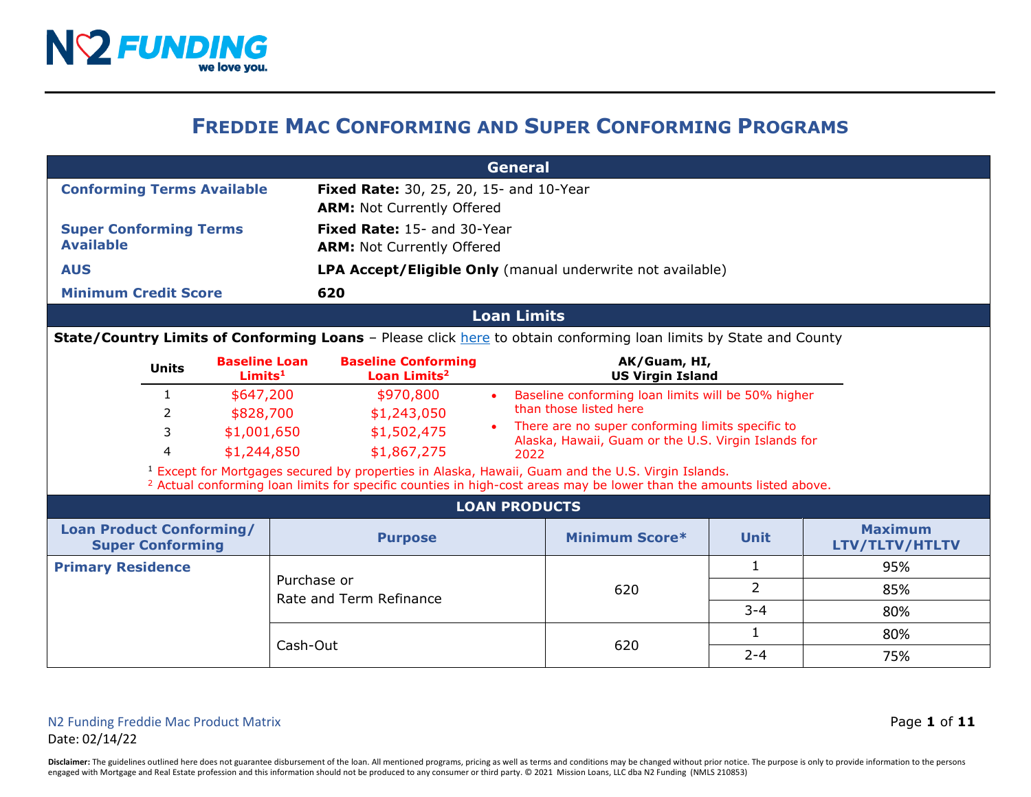N2 FUNDING
we love you.

# Freddie Mac Conforming and Super Conforming Programs

## General

| | |
|---|---|
| **Conforming Terms Available** | **Fixed Rate:** 30, 25, 20, 15- and 10-Year<br>**ARM:** Not Currently Offered |
| **Super Conforming Terms Available** | **Fixed Rate:** 15- and 30-Year<br>**ARM:** Not Currently Offered |
| **AUS** | **LPA Accept/Eligible Only** (manual underwrite not available) |
| **Minimum Credit Score** | **620** |

## Loan Limits

**State/Country Limits of Conforming Loans** – Please click here to obtain conforming loan limits by State and County

| Units | Baseline Loan Limits[1] | Baseline Conforming Loan Limits[2] |
|---|---|---|
| 1 | $647,200 | $970,800 |
| 2 | $828,700 | $1,243,050 |
| 3 | $1,001,650 | $1,502,475 |
| 4 | $1,244,850 | $1,867,275 |

**AK/Guam, HI, US Virgin Island**

- Baseline conforming loan limits will be 50% higher than those listed here
- There are no super conforming limits specific to Alaska, Hawaii, Guam or the U.S. Virgin Islands for 2022

[1] Except for Mortgages secured by properties in Alaska, Hawaii, Guam and the U.S. Virgin Islands.
[2] Actual conforming loan limits for specific counties in high-cost areas may be lower than the amounts listed above.

## LOAN PRODUCTS

| Loan Product Conforming/ Super Conforming | Purpose | Minimum Score* | Unit | Maximum LTV/TLTV/HTLTV |
|---|---|---|---|---|
| **Primary Residence** | Purchase or Rate and Term Refinance | 620 | 1 | 95% |
| | | | 2 | 85% |
| | | | 3-4 | 80% |
| | Cash-Out | 620 | 1 | 80% |
| | | | 2-4 | 75% |

N2 Funding Freddie Mac Product Matrix
Date: 02/14/22

**Disclaimer:** The guidelines outlined here does not guarantee disbursement of the loan. All mentioned programs, pricing as well as terms and conditions may be changed without prior notice. The purpose is only to provide information to the persons engaged with Mortgage and Real Estate profession and this information should not be produced to any consumer or third party. © 2021 Mission Loans, LLC dba N2 Funding (NMLS 210853)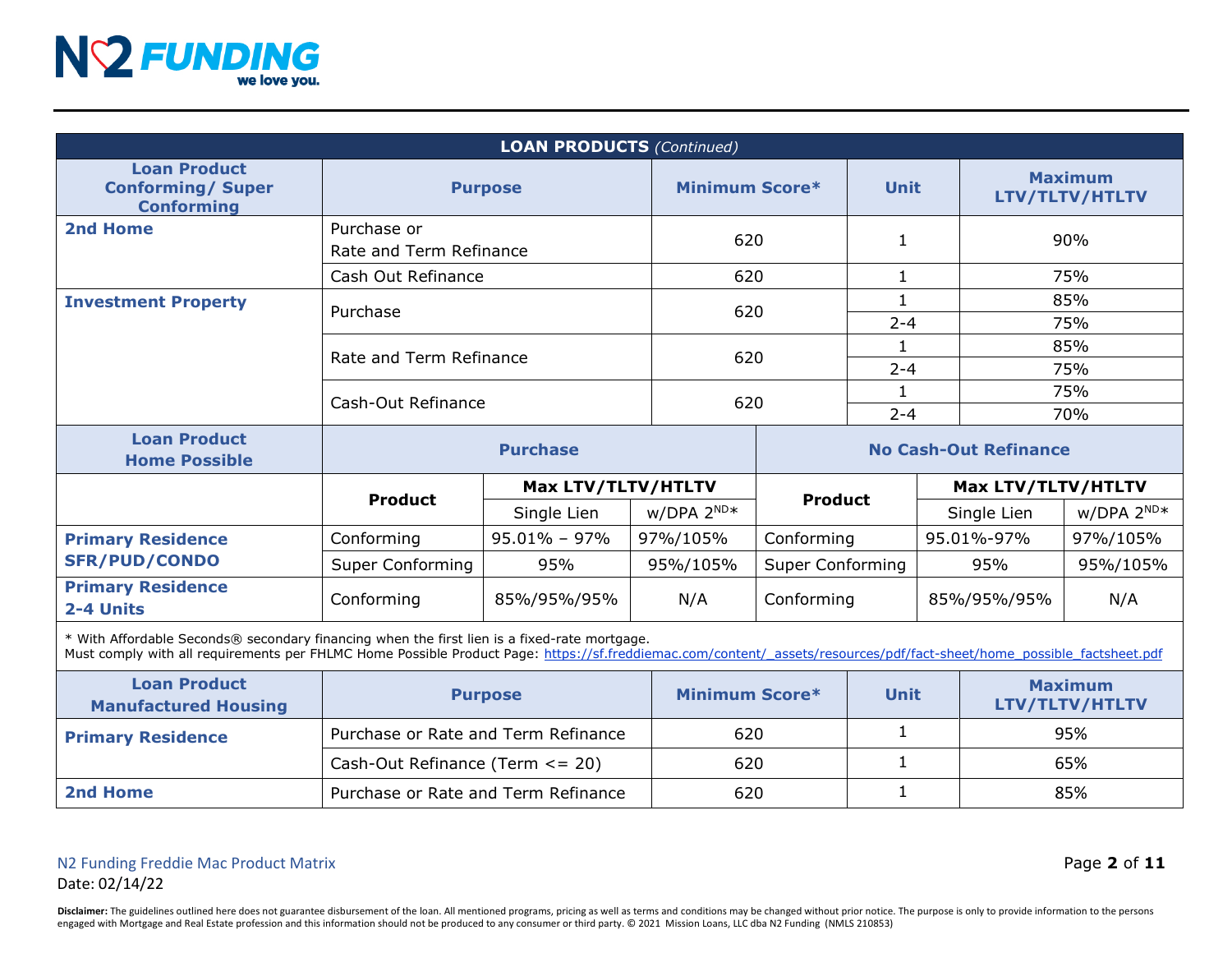**LOAN PRODUCTS** *(Continued)*

| Loan Product Conforming/ Super Conforming | Purpose | Minimum Score* | Unit | Maximum LTV/TLTV/HTLTV |
|---|---|---|---|---|
| **2nd Home** | Purchase or Rate and Term Refinance | 620 | 1 | 90% |
| | Cash Out Refinance | 620 | 1 | 75% |
| **Investment Property** | Purchase | 620 | 1 | 85% |
| | | | 2-4 | 75% |
| | Rate and Term Refinance | 620 | 1 | 85% |
| | | | 2-4 | 75% |
| | Cash-Out Refinance | 620 | 1 | 75% |
| | | | 2-4 | 70% |

| Loan Product Home Possible | Purchase | | | No Cash-Out Refinance | | |
|---|---|---|---|---|---|---|
| | Product | Max LTV/TLTV/HTLTV | | Product | Max LTV/TLTV/HTLTV | |
| | | Single Lien | w/DPA 2ND* | | Single Lien | w/DPA 2ND* |
| **Primary Residence SFR/PUD/CONDO** | Conforming | 95.01% – 97% | 97%/105% | Conforming | 95.01%-97% | 97%/105% |
| | Super Conforming | 95% | 95%/105% | Super Conforming | 95% | 95%/105% |
| **Primary Residence 2-4 Units** | Conforming | 85%/95%/95% | N/A | Conforming | 85%/95%/95% | N/A |

* With Affordable Seconds® secondary financing when the first lien is a fixed-rate mortgage.
Must comply with all requirements per FHLMC Home Possible Product Page: https://sf.freddiemac.com/content/_assets/resources/pdf/fact-sheet/home_possible_factsheet.pdf

| Loan Product Manufactured Housing | Purpose | Minimum Score* | Unit | Maximum LTV/TLTV/HTLTV |
|---|---|---|---|---|
| **Primary Residence** | Purchase or Rate and Term Refinance | 620 | 1 | 95% |
| | Cash-Out Refinance (Term <= 20) | 620 | 1 | 65% |
| **2nd Home** | Purchase or Rate and Term Refinance | 620 | 1 | 85% |

N2 Funding Freddie Mac Product Matrix
Date: 02/14/22

**Disclaimer:** The guidelines outlined here does not guarantee disbursement of the loan. All mentioned programs, pricing as well as terms and conditions may be changed without prior notice. The purpose is only to provide information to the persons engaged with Mortgage and Real Estate profession and this information should not be produced to any consumer or third party. © 2021 Mission Loans, LLC dba N2 Funding (NMLS 210853)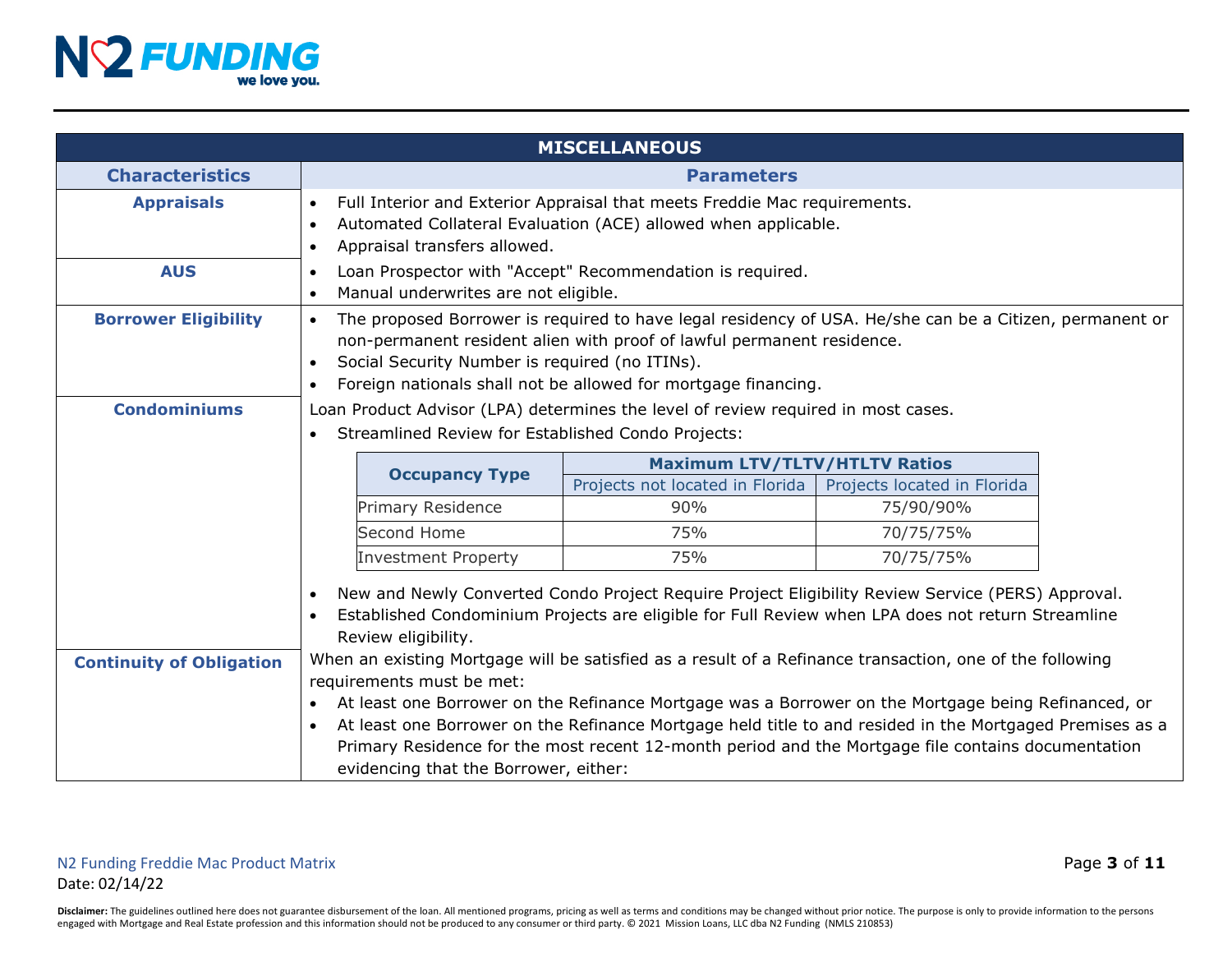| MISCELLANEOUS | |
|---|---|
| **Characteristics** | **Parameters** |
| **Appraisals** | • Full Interior and Exterior Appraisal that meets Freddie Mac requirements.<br>• Automated Collateral Evaluation (ACE) allowed when applicable.<br>• Appraisal transfers allowed. |
| **AUS** | • Loan Prospector with "Accept" Recommendation is required.<br>• Manual underwrites are not eligible. |
| **Borrower Eligibility** | • The proposed Borrower is required to have legal residency of USA. He/she can be a Citizen, permanent or non-permanent resident alien with proof of lawful permanent residence.<br>• Social Security Number is required (no ITINs).<br>• Foreign nationals shall not be allowed for mortgage financing. |
| **Condominiums** | Loan Product Advisor (LPA) determines the level of review required in most cases.<br>• Streamlined Review for Established Condo Projects:<br>(see table below)<br>• New and Newly Converted Condo Project Require Project Eligibility Review Service (PERS) Approval.<br>• Established Condominium Projects are eligible for Full Review when LPA does not return Streamline Review eligibility. |
| **Continuity of Obligation** | When an existing Mortgage will be satisfied as a result of a Refinance transaction, one of the following requirements must be met:<br>• At least one Borrower on the Refinance Mortgage was a Borrower on the Mortgage being Refinanced, or<br>• At least one Borrower on the Refinance Mortgage held title to and resided in the Mortgaged Premises as a Primary Residence for the most recent 12-month period and the Mortgage file contains documentation evidencing that the Borrower, either: |

Streamlined Review for Established Condo Projects:

| Occupancy Type | Maximum LTV/TLTV/HTLTV Ratios | |
|---|---|---|
| | Projects not located in Florida | Projects located in Florida |
| Primary Residence | 90% | 75/90/90% |
| Second Home | 75% | 70/75/75% |
| Investment Property | 75% | 70/75/75% |

N2 Funding Freddie Mac Product Matrix
Date: 02/14/22

**Disclaimer:** The guidelines outlined here does not guarantee disbursement of the loan. All mentioned programs, pricing as well as terms and conditions may be changed without prior notice. The purpose is only to provide information to the persons engaged with Mortgage and Real Estate profession and this information should not be produced to any consumer or third party. © 2021 Mission Loans, LLC dba N2 Funding (NMLS 210853)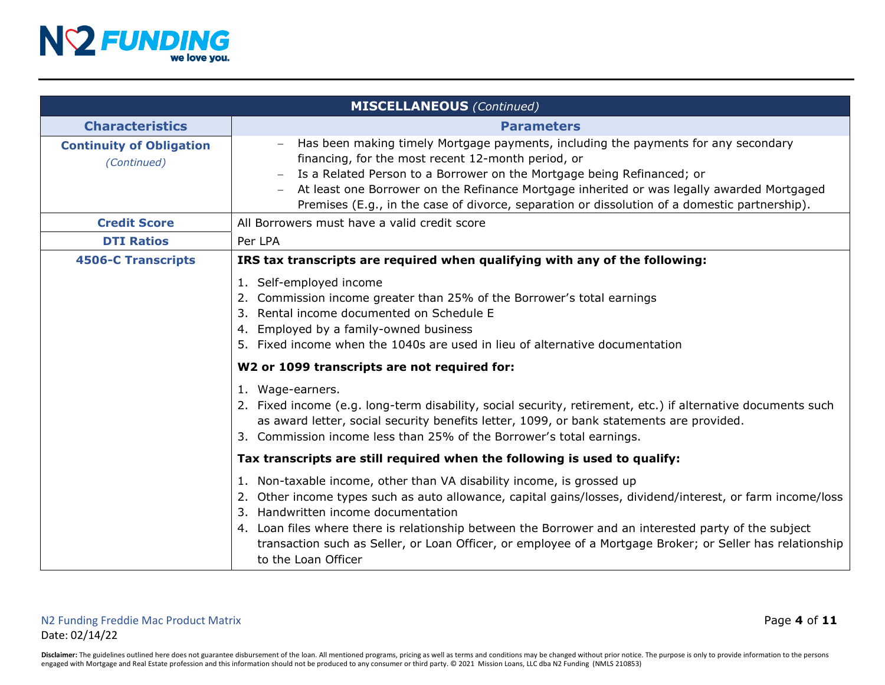| MISCELLANEOUS *(Continued)* | |
|---|---|
| **Characteristics** | **Parameters** |
| **Continuity of Obligation** *(Continued)* | – Has been making timely Mortgage payments, including the payments for any secondary financing, for the most recent 12-month period, or<br>– Is a Related Person to a Borrower on the Mortgage being Refinanced; or<br>– At least one Borrower on the Refinance Mortgage inherited or was legally awarded Mortgaged Premises (E.g., in the case of divorce, separation or dissolution of a domestic partnership). |
| **Credit Score** | All Borrowers must have a valid credit score |
| **DTI Ratios** | Per LPA |
| **4506-C Transcripts** | **IRS tax transcripts are required when qualifying with any of the following:**<br>1. Self-employed income<br>2. Commission income greater than 25% of the Borrower's total earnings<br>3. Rental income documented on Schedule E<br>4. Employed by a family-owned business<br>5. Fixed income when the 1040s are used in lieu of alternative documentation<br>**W2 or 1099 transcripts are not required for:**<br>1. Wage-earners.<br>2. Fixed income (e.g. long-term disability, social security, retirement, etc.) if alternative documents such as award letter, social security benefits letter, 1099, or bank statements are provided.<br>3. Commission income less than 25% of the Borrower's total earnings.<br>**Tax transcripts are still required when the following is used to qualify:**<br>1. Non-taxable income, other than VA disability income, is grossed up<br>2. Other income types such as auto allowance, capital gains/losses, dividend/interest, or farm income/loss<br>3. Handwritten income documentation<br>4. Loan files where there is relationship between the Borrower and an interested party of the subject transaction such as Seller, or Loan Officer, or employee of a Mortgage Broker; or Seller has relationship to the Loan Officer |

N2 Funding Freddie Mac Product Matrix
Date: 02/14/22

**Disclaimer:** The guidelines outlined here does not guarantee disbursement of the loan. All mentioned programs, pricing as well as terms and conditions may be changed without prior notice. The purpose is only to provide information to the persons engaged with Mortgage and Real Estate profession and this information should not be produced to any consumer or third party. © 2021 Mission Loans, LLC dba N2 Funding (NMLS 210853)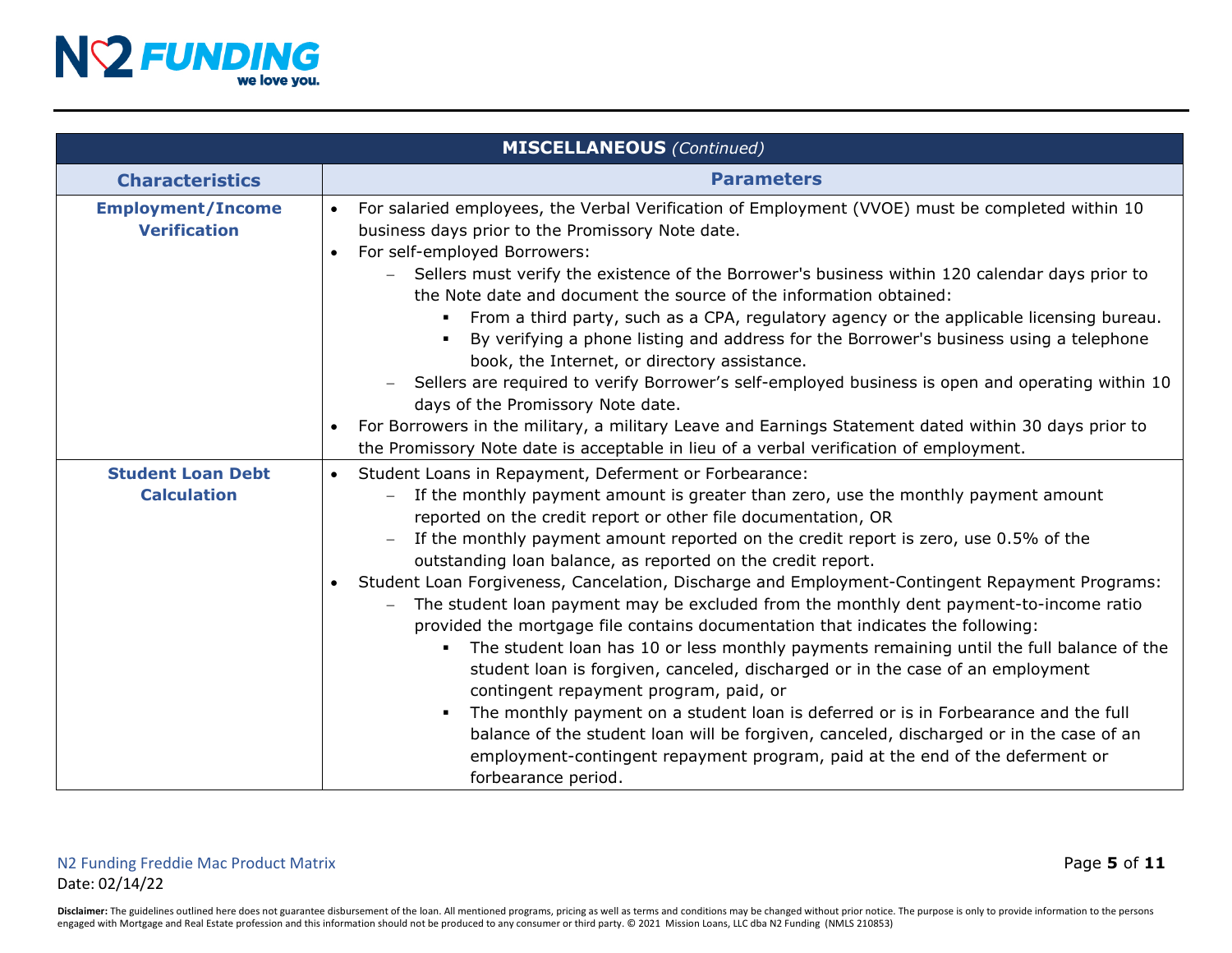| **MISCELLANEOUS** *(Continued)* | |
|---|---|
| **Characteristics** | **Parameters** |
| **Employment/Income Verification** | • For salaried employees, the Verbal Verification of Employment (VVOE) must be completed within 10 business days prior to the Promissory Note date.<br>• For self-employed Borrowers:<br>&nbsp;&nbsp;– Sellers must verify the existence of the Borrower's business within 120 calendar days prior to the Note date and document the source of the information obtained:<br>&nbsp;&nbsp;&nbsp;&nbsp;▪ From a third party, such as a CPA, regulatory agency or the applicable licensing bureau.<br>&nbsp;&nbsp;&nbsp;&nbsp;▪ By verifying a phone listing and address for the Borrower's business using a telephone book, the Internet, or directory assistance.<br>&nbsp;&nbsp;– Sellers are required to verify Borrower's self-employed business is open and operating within 10 days of the Promissory Note date.<br>• For Borrowers in the military, a military Leave and Earnings Statement dated within 30 days prior to the Promissory Note date is acceptable in lieu of a verbal verification of employment. |
| **Student Loan Debt Calculation** | • Student Loans in Repayment, Deferment or Forbearance:<br>&nbsp;&nbsp;– If the monthly payment amount is greater than zero, use the monthly payment amount reported on the credit report or other file documentation, OR<br>&nbsp;&nbsp;– If the monthly payment amount reported on the credit report is zero, use 0.5% of the outstanding loan balance, as reported on the credit report.<br>• Student Loan Forgiveness, Cancelation, Discharge and Employment-Contingent Repayment Programs:<br>&nbsp;&nbsp;– The student loan payment may be excluded from the monthly dent payment-to-income ratio provided the mortgage file contains documentation that indicates the following:<br>&nbsp;&nbsp;&nbsp;&nbsp;▪ The student loan has 10 or less monthly payments remaining until the full balance of the student loan is forgiven, canceled, discharged or in the case of an employment contingent repayment program, paid, or<br>&nbsp;&nbsp;&nbsp;&nbsp;▪ The monthly payment on a student loan is deferred or is in Forbearance and the full balance of the student loan will be forgiven, canceled, discharged or in the case of an employment-contingent repayment program, paid at the end of the deferment or forbearance period. |

N2 Funding Freddie Mac Product Matrix
Date: 02/14/22

**Disclaimer:** The guidelines outlined here does not guarantee disbursement of the loan. All mentioned programs, pricing as well as terms and conditions may be changed without prior notice. The purpose is only to provide information to the persons engaged with Mortgage and Real Estate profession and this information should not be produced to any consumer or third party. © 2021 Mission Loans, LLC dba N2 Funding (NMLS 210853)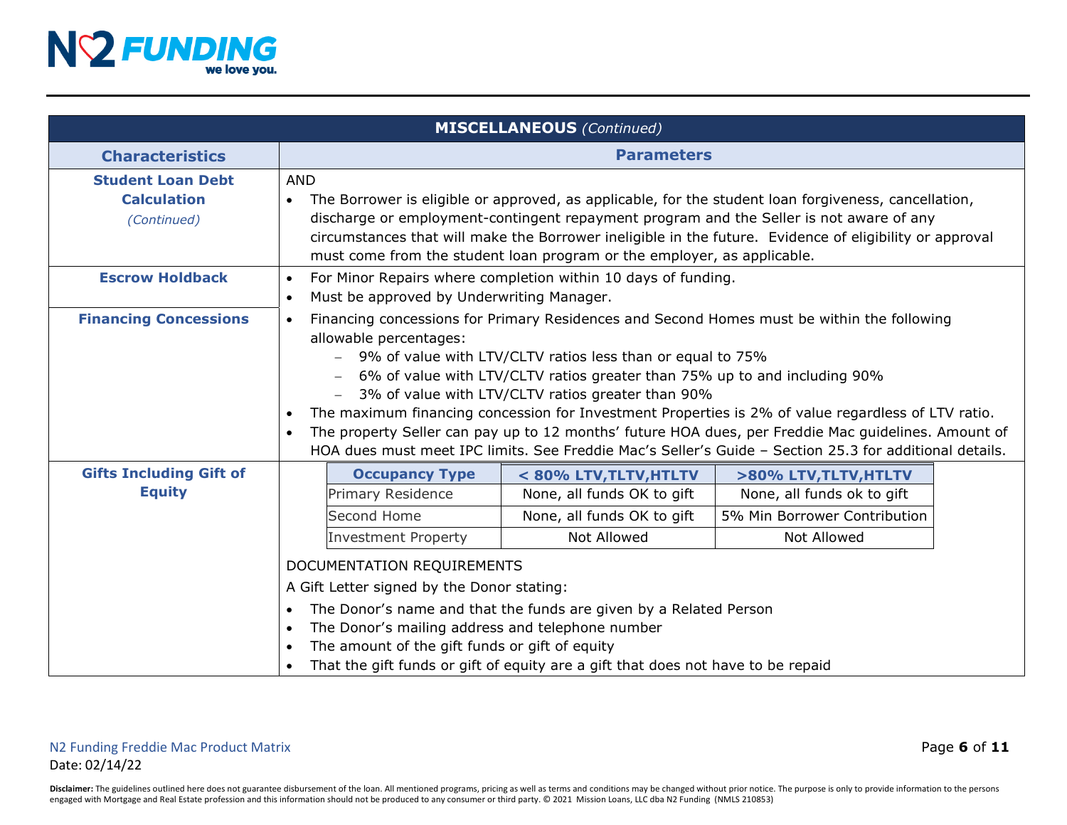## MISCELLANEOUS *(Continued)*

| Characteristics | Parameters |
|---|---|
| **Student Loan Debt Calculation** *(Continued)* | AND<br>• The Borrower is eligible or approved, as applicable, for the student loan forgiveness, cancellation, discharge or employment-contingent repayment program and the Seller is not aware of any circumstances that will make the Borrower ineligible in the future. Evidence of eligibility or approval must come from the student loan program or the employer, as applicable. |
| **Escrow Holdback** | • For Minor Repairs where completion within 10 days of funding.<br>• Must be approved by Underwriting Manager. |
| **Financing Concessions** | • Financing concessions for Primary Residences and Second Homes must be within the following allowable percentages:<br>  – 9% of value with LTV/CLTV ratios less than or equal to 75%<br>  – 6% of value with LTV/CLTV ratios greater than 75% up to and including 90%<br>  – 3% of value with LTV/CLTV ratios greater than 90%<br>• The maximum financing concession for Investment Properties is 2% of value regardless of LTV ratio.<br>• The property Seller can pay up to 12 months' future HOA dues, per Freddie Mac guidelines. Amount of HOA dues must meet IPC limits. See Freddie Mac's Seller's Guide – Section 25.3 for additional details. |
| **Gifts Including Gift of Equity** | See table and documentation requirements below |

| Occupancy Type | < 80% LTV,TLTV,HTLTV | >80% LTV,TLTV,HTLTV |
|---|---|---|
| Primary Residence | None, all funds OK to gift | None, all funds ok to gift |
| Second Home | None, all funds OK to gift | 5% Min Borrower Contribution |
| Investment Property | Not Allowed | Not Allowed |

DOCUMENTATION REQUIREMENTS

A Gift Letter signed by the Donor stating:

- The Donor's name and that the funds are given by a Related Person
- The Donor's mailing address and telephone number
- The amount of the gift funds or gift of equity
- That the gift funds or gift of equity are a gift that does not have to be repaid

N2 Funding Freddie Mac Product Matrix
Date: 02/14/22

**Disclaimer:** The guidelines outlined here does not guarantee disbursement of the loan. All mentioned programs, pricing as well as terms and conditions may be changed without prior notice. The purpose is only to provide information to the persons engaged with Mortgage and Real Estate profession and this information should not be produced to any consumer or third party. © 2021 Mission Loans, LLC dba N2 Funding (NMLS 210853)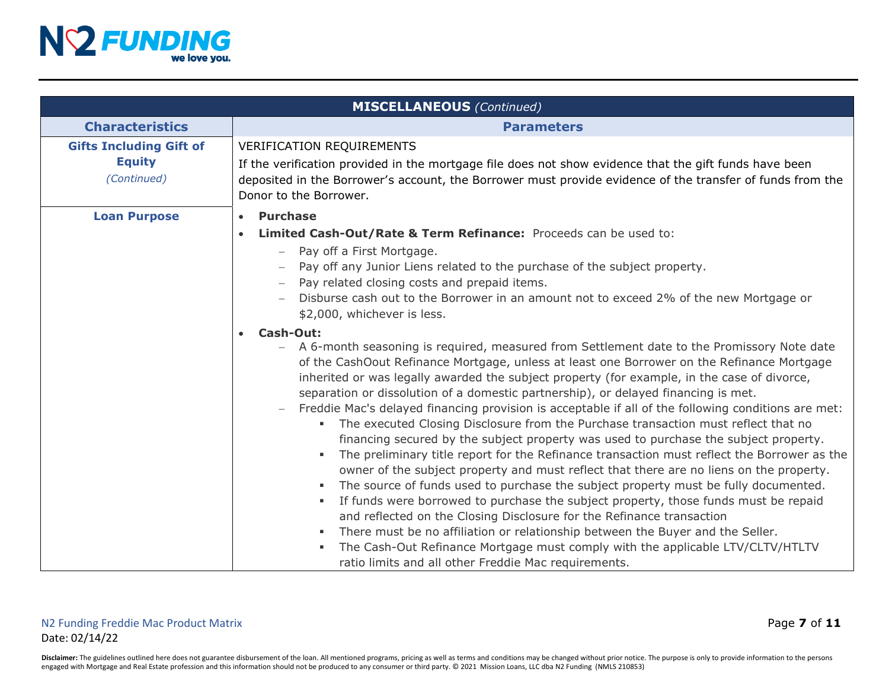| **MISCELLANEOUS** *(Continued)* | |
|---|---|
| **Characteristics** | **Parameters** |
| **Gifts Including Gift of Equity** *(Continued)* | VERIFICATION REQUIREMENTS<br>If the verification provided in the mortgage file does not show evidence that the gift funds have been deposited in the Borrower's account, the Borrower must provide evidence of the transfer of funds from the Donor to the Borrower. |
| **Loan Purpose** | • **Purchase**<br>• **Limited Cash-Out/Rate & Term Refinance:** Proceeds can be used to:<br>&nbsp;&nbsp;– Pay off a First Mortgage.<br>&nbsp;&nbsp;– Pay off any Junior Liens related to the purchase of the subject property.<br>&nbsp;&nbsp;– Pay related closing costs and prepaid items.<br>&nbsp;&nbsp;– Disburse cash out to the Borrower in an amount not to exceed 2% of the new Mortgage or $2,000, whichever is less.<br>• **Cash-Out:**<br>&nbsp;&nbsp;– A 6-month seasoning is required, measured from Settlement date to the Promissory Note date of the CashOout Refinance Mortgage, unless at least one Borrower on the Refinance Mortgage inherited or was legally awarded the subject property (for example, in the case of divorce, separation or dissolution of a domestic partnership), or delayed financing is met.<br>&nbsp;&nbsp;– Freddie Mac's delayed financing provision is acceptable if all of the following conditions are met:<br>&nbsp;&nbsp;&nbsp;&nbsp;▪ The executed Closing Disclosure from the Purchase transaction must reflect that no financing secured by the subject property was used to purchase the subject property.<br>&nbsp;&nbsp;&nbsp;&nbsp;▪ The preliminary title report for the Refinance transaction must reflect the Borrower as the owner of the subject property and must reflect that there are no liens on the property.<br>&nbsp;&nbsp;&nbsp;&nbsp;▪ The source of funds used to purchase the subject property must be fully documented.<br>&nbsp;&nbsp;&nbsp;&nbsp;▪ If funds were borrowed to purchase the subject property, those funds must be repaid and reflected on the Closing Disclosure for the Refinance transaction<br>&nbsp;&nbsp;&nbsp;&nbsp;▪ There must be no affiliation or relationship between the Buyer and the Seller.<br>&nbsp;&nbsp;&nbsp;&nbsp;▪ The Cash-Out Refinance Mortgage must comply with the applicable LTV/CLTV/HTLTV ratio limits and all other Freddie Mac requirements. |

N2 Funding Freddie Mac Product Matrix
Date: 02/14/22

**Disclaimer:** The guidelines outlined here does not guarantee disbursement of the loan. All mentioned programs, pricing as well as terms and conditions may be changed without prior notice. The purpose is only to provide information to the persons engaged with Mortgage and Real Estate profession and this information should not be produced to any consumer or third party. © 2021 Mission Loans, LLC dba N2 Funding (NMLS 210853)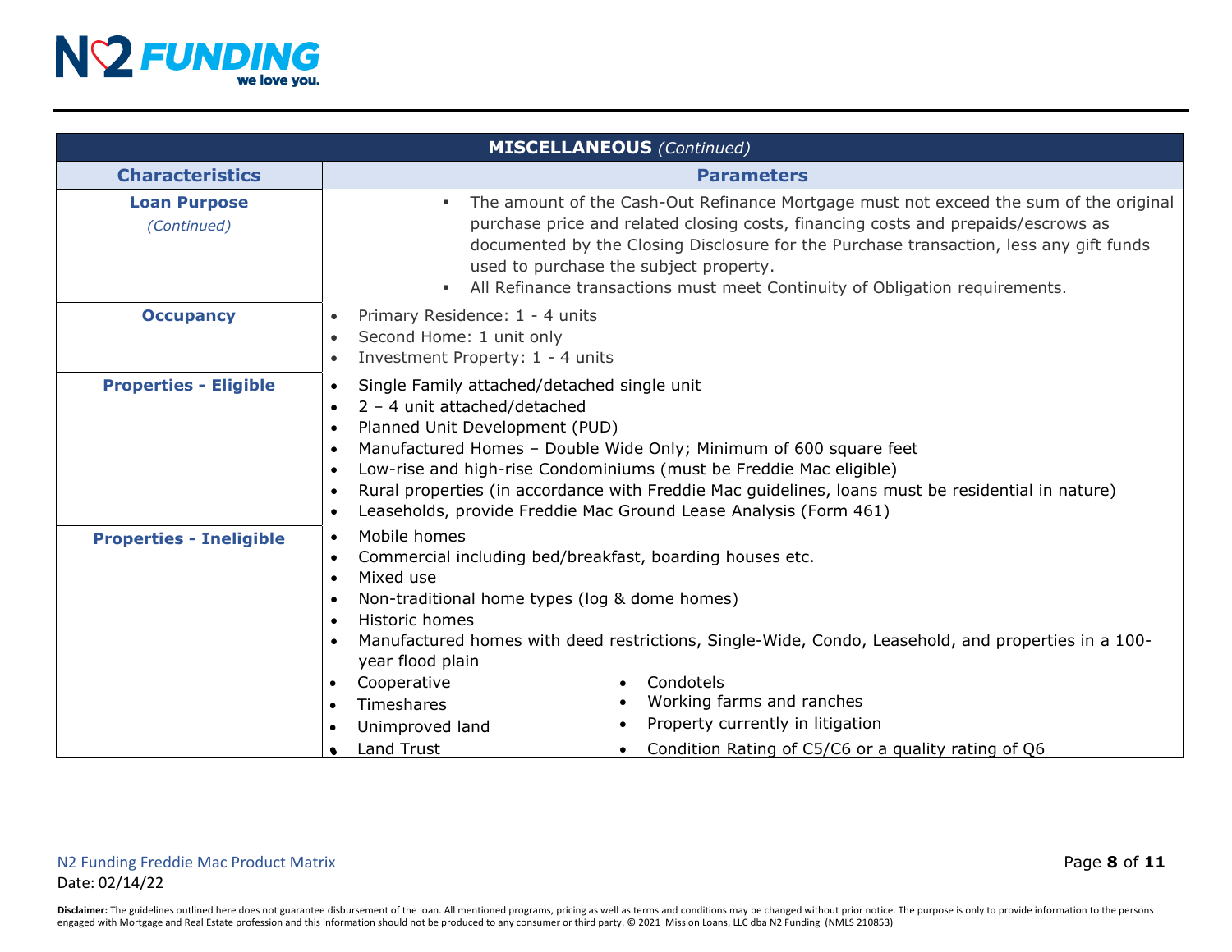| MISCELLANEOUS *(Continued)* | |
|---|---|
| **Characteristics** | **Parameters** |
| **Loan Purpose** *(Continued)* | ▪ The amount of the Cash-Out Refinance Mortgage must not exceed the sum of the original purchase price and related closing costs, financing costs and prepaids/escrows as documented by the Closing Disclosure for the Purchase transaction, less any gift funds used to purchase the subject property.<br>▪ All Refinance transactions must meet Continuity of Obligation requirements. |
| **Occupancy** | • Primary Residence: 1 - 4 units<br>• Second Home: 1 unit only<br>• Investment Property: 1 - 4 units |
| **Properties - Eligible** | • Single Family attached/detached single unit<br>• 2 – 4 unit attached/detached<br>• Planned Unit Development (PUD)<br>• Manufactured Homes – Double Wide Only; Minimum of 600 square feet<br>• Low-rise and high-rise Condominiums (must be Freddie Mac eligible)<br>• Rural properties (in accordance with Freddie Mac guidelines, loans must be residential in nature)<br>• Leaseholds, provide Freddie Mac Ground Lease Analysis (Form 461) |
| **Properties - Ineligible** | • Mobile homes<br>• Commercial including bed/breakfast, boarding houses etc.<br>• Mixed use<br>• Non-traditional home types (log & dome homes)<br>• Historic homes<br>• Manufactured homes with deed restrictions, Single-Wide, Condo, Leasehold, and properties in a 100-year flood plain<br>• Cooperative<br>• Timeshares<br>• Unimproved land<br>• Land Trust<br>• Condotels<br>• Working farms and ranches<br>• Property currently in litigation<br>• Condition Rating of C5/C6 or a quality rating of Q6 |

N2 Funding Freddie Mac Product Matrix
Date: 02/14/22

**Disclaimer:** The guidelines outlined here does not guarantee disbursement of the loan. All mentioned programs, pricing as well as terms and conditions may be changed without prior notice. The purpose is only to provide information to the persons engaged with Mortgage and Real Estate profession and this information should not be produced to any consumer or third party. © 2021 Mission Loans, LLC dba N2 Funding (NMLS 210853)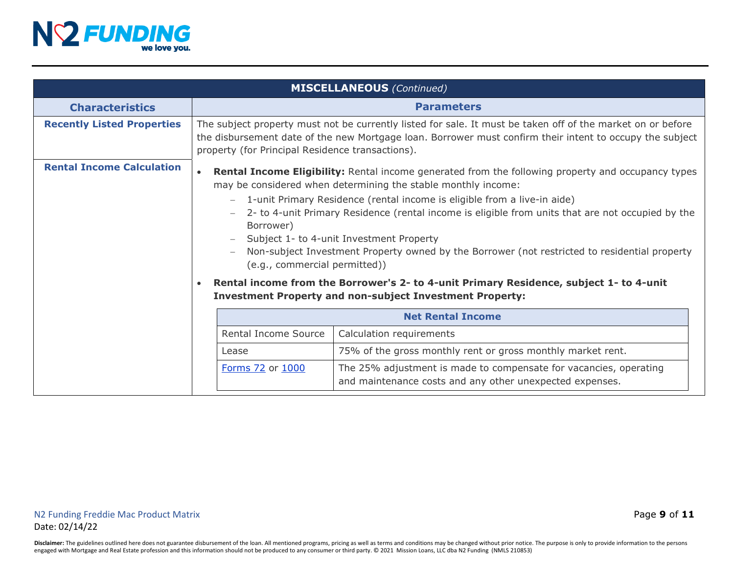| MISCELLANEOUS *(Continued)* | |
|---|---|
| **Characteristics** | **Parameters** |
| **Recently Listed Properties** | The subject property must not be currently listed for sale. It must be taken off of the market on or before the disbursement date of the new Mortgage loan. Borrower must confirm their intent to occupy the subject property (for Principal Residence transactions). |
| **Rental Income Calculation** | • **Rental Income Eligibility:** Rental income generated from the following property and occupancy types may be considered when determining the stable monthly income:<br>– 1-unit Primary Residence (rental income is eligible from a live-in aide)<br>– 2- to 4-unit Primary Residence (rental income is eligible from units that are not occupied by the Borrower)<br>– Subject 1- to 4-unit Investment Property<br>– Non-subject Investment Property owned by the Borrower (not restricted to residential property (e.g., commercial permitted))<br>• **Rental income from the Borrower's 2- to 4-unit Primary Residence, subject 1- to 4-unit Investment Property and non-subject Investment Property:** |

| Net Rental Income | |
|---|---|
| Rental Income Source | Calculation requirements |
| Lease | 75% of the gross monthly rent or gross monthly market rent. |
| Forms 72 or 1000 | The 25% adjustment is made to compensate for vacancies, operating and maintenance costs and any other unexpected expenses. |

N2 Funding Freddie Mac Product Matrix
Date: 02/14/22

**Disclaimer:** The guidelines outlined here does not guarantee disbursement of the loan. All mentioned programs, pricing as well as terms and conditions may be changed without prior notice. The purpose is only to provide information to the persons engaged with Mortgage and Real Estate profession and this information should not be produced to any consumer or third party. © 2021 Mission Loans, LLC dba N2 Funding (NMLS 210853)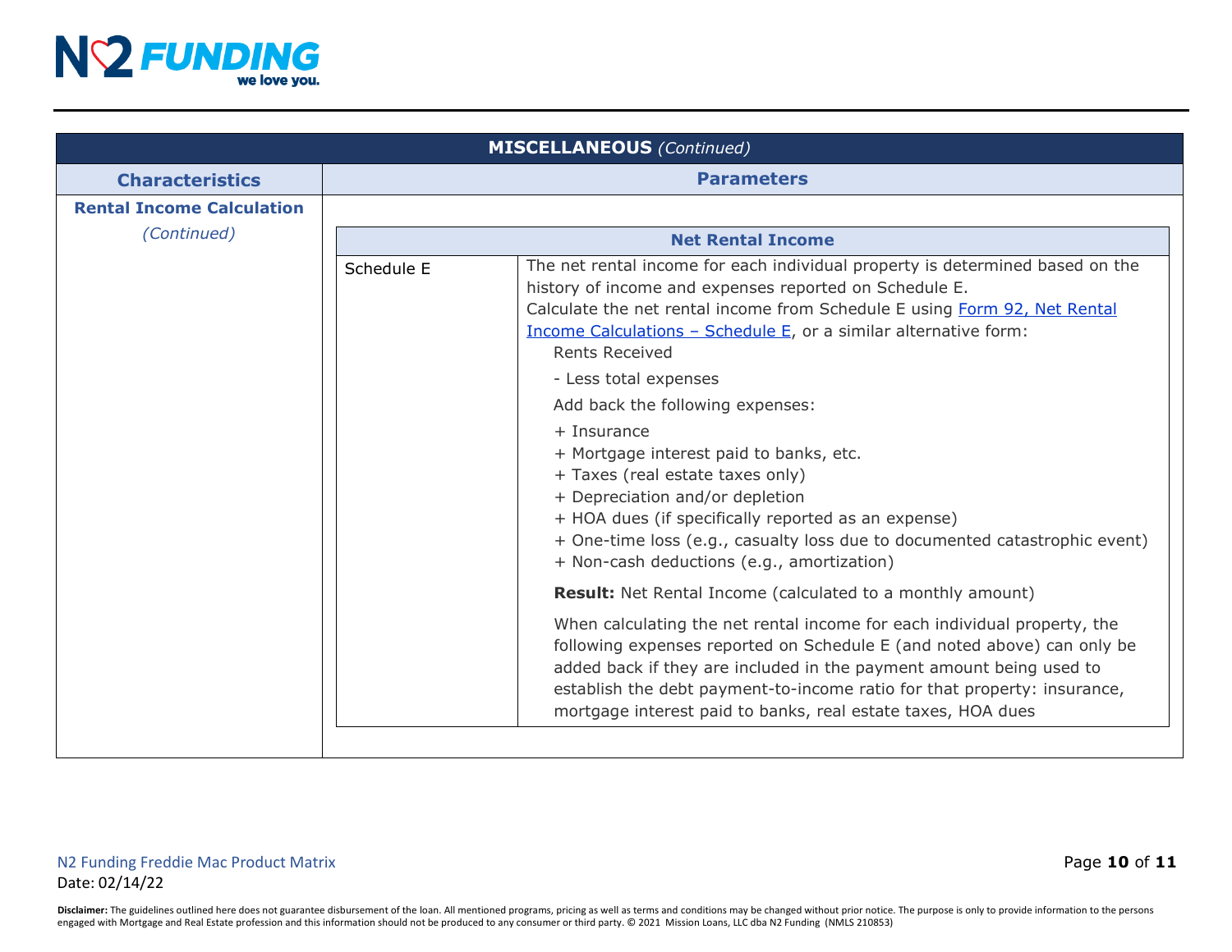| MISCELLANEOUS *(Continued)* | |
|---|---|
| **Characteristics** | **Parameters** |
| **Rental Income Calculation** *(Continued)* | **Net Rental Income** |
| | **Schedule E:** The net rental income for each individual property is determined based on the history of income and expenses reported on Schedule E.<br>Calculate the net rental income from Schedule E using Form 92, Net Rental Income Calculations – Schedule E, or a similar alternative form:<br>Rents Received<br>- Less total expenses<br>Add back the following expenses:<br>+ Insurance<br>+ Mortgage interest paid to banks, etc.<br>+ Taxes (real estate taxes only)<br>+ Depreciation and/or depletion<br>+ HOA dues (if specifically reported as an expense)<br>+ One-time loss (e.g., casualty loss due to documented catastrophic event)<br>+ Non-cash deductions (e.g., amortization)<br>**Result:** Net Rental Income (calculated to a monthly amount)<br>When calculating the net rental income for each individual property, the following expenses reported on Schedule E (and noted above) can only be added back if they are included in the payment amount being used to establish the debt payment-to-income ratio for that property: insurance, mortgage interest paid to banks, real estate taxes, HOA dues |

**Disclaimer:** The guidelines outlined here does not guarantee disbursement of the loan. All mentioned programs, pricing as well as terms and conditions may be changed without prior notice. The purpose is only to provide information to the persons engaged with Mortgage and Real Estate profession and this information should not be produced to any consumer or third party. © 2021 Mission Loans, LLC dba N2 Funding (NMLS 210853)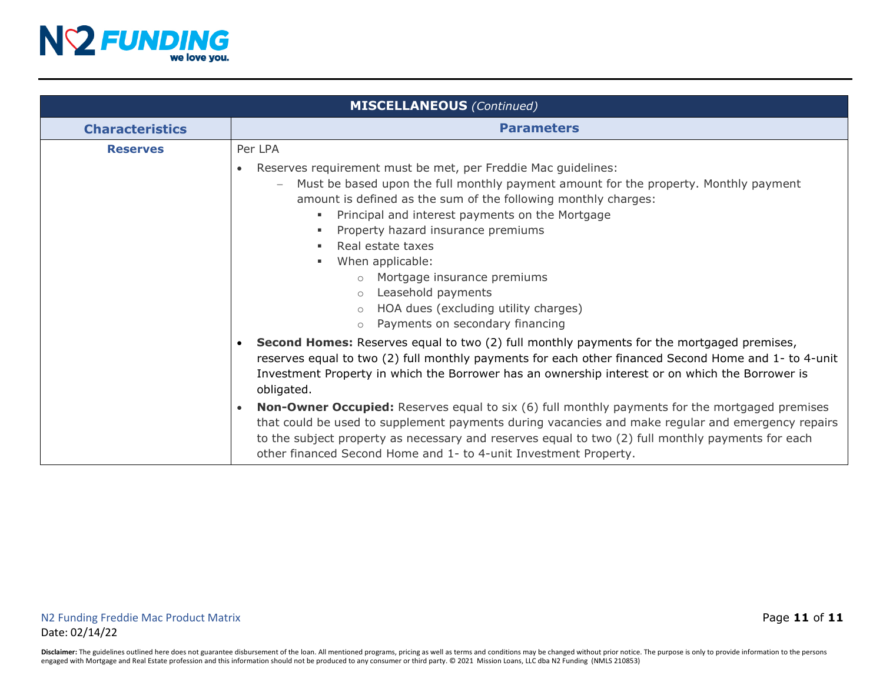| MISCELLANEOUS *(Continued)* | |
|---|---|
| **Characteristics** | **Parameters** |
| **Reserves** | Per LPA<br>• Reserves requirement must be met, per Freddie Mac guidelines:<br>  – Must be based upon the full monthly payment amount for the property. Monthly payment amount is defined as the sum of the following monthly charges:<br>    ▪ Principal and interest payments on the Mortgage<br>    ▪ Property hazard insurance premiums<br>    ▪ Real estate taxes<br>    ▪ When applicable:<br>      ○ Mortgage insurance premiums<br>      ○ Leasehold payments<br>      ○ HOA dues (excluding utility charges)<br>      ○ Payments on secondary financing<br>• **Second Homes:** Reserves equal to two (2) full monthly payments for the mortgaged premises, reserves equal to two (2) full monthly payments for each other financed Second Home and 1- to 4-unit Investment Property in which the Borrower has an ownership interest or on which the Borrower is obligated.<br>• **Non-Owner Occupied:** Reserves equal to six (6) full monthly payments for the mortgaged premises that could be used to supplement payments during vacancies and make regular and emergency repairs to the subject property as necessary and reserves equal to two (2) full monthly payments for each other financed Second Home and 1- to 4-unit Investment Property. |

N2 Funding Freddie Mac Product Matrix
Date: 02/14/22

**Disclaimer:** The guidelines outlined here does not guarantee disbursement of the loan. All mentioned programs, pricing as well as terms and conditions may be changed without prior notice. The purpose is only to provide information to the persons engaged with Mortgage and Real Estate profession and this information should not be produced to any consumer or third party. © 2021 Mission Loans, LLC dba N2 Funding (NMLS 210853)